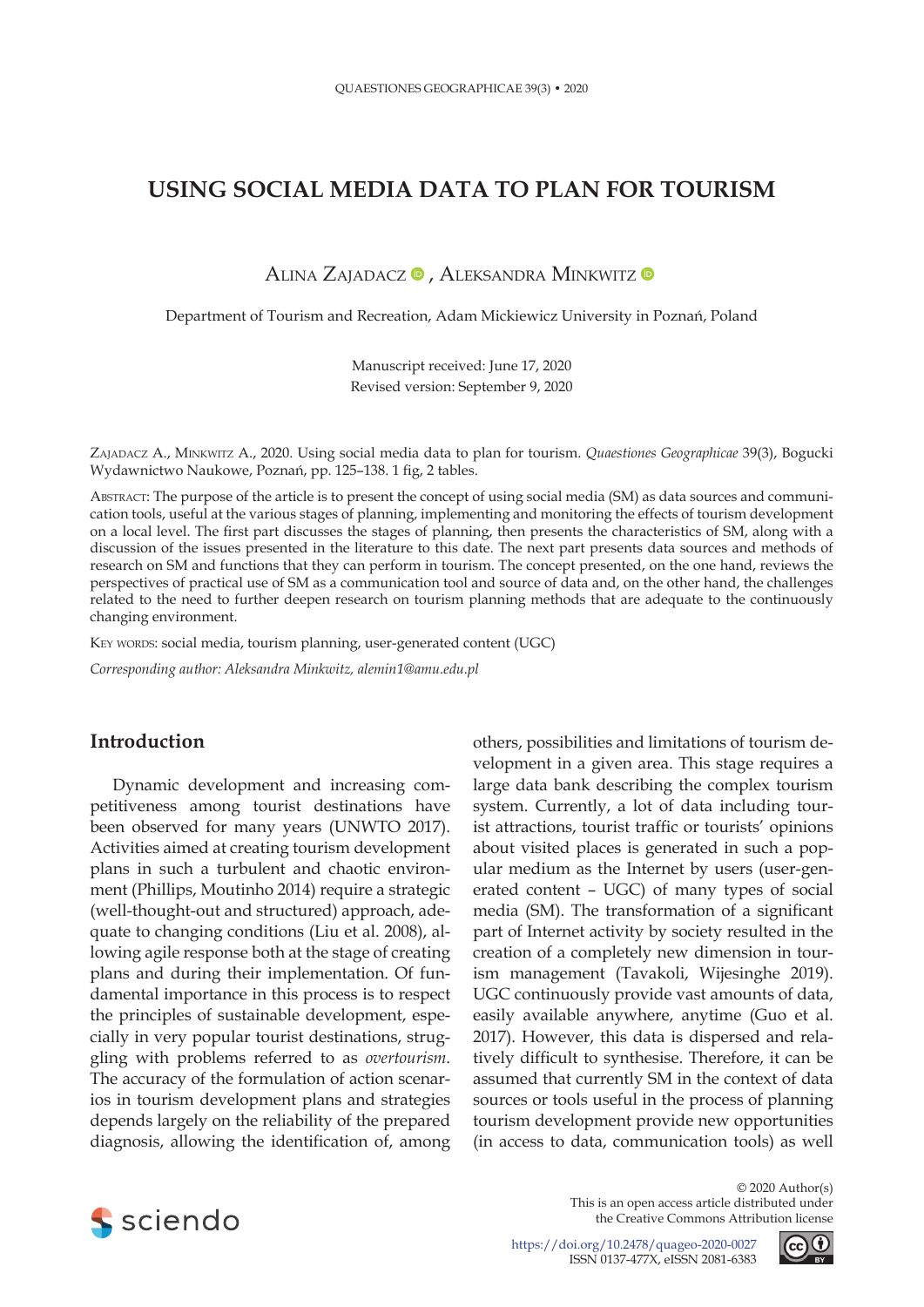# USING SOCIAL MEDIA DATA TO PLAN FOR TOURISM

Alina Zajadacz, Aleksandra Minkwitz

Department of Tourism and Recreation, Adam Mickiewicz University in Poznań, Poland

Manuscript received: June 17, 2020
Revised version: September 9, 2020

Zajadacz A., Minkwitz A., 2020. Using social media data to plan for tourism. *Quaestiones Geographicae* 39(3), Bogucki Wydawnictwo Naukowe, Poznań, pp. 125–138. 1 fig, 2 tables.

Abstract: The purpose of the article is to present the concept of using social media (SM) as data sources and communication tools, useful at the various stages of planning, implementing and monitoring the effects of tourism development on a local level. The first part discusses the stages of planning, then presents the characteristics of SM, along with a discussion of the issues presented in the literature to this date. The next part presents data sources and methods of research on SM and functions that they can perform in tourism. The concept presented, on the one hand, reviews the perspectives of practical use of SM as a communication tool and source of data and, on the other hand, the challenges related to the need to further deepen research on tourism planning methods that are adequate to the continuously changing environment.

Key words: social media, tourism planning, user-generated content (UGC)

*Corresponding author: Aleksandra Minkwitz, alemin1@amu.edu.pl*

## Introduction

Dynamic development and increasing competitiveness among tourist destinations have been observed for many years (UNWTO 2017). Activities aimed at creating tourism development plans in such a turbulent and chaotic environment (Phillips, Moutinho 2014) require a strategic (well-thought-out and structured) approach, adequate to changing conditions (Liu et al. 2008), allowing agile response both at the stage of creating plans and during their implementation. Of fundamental importance in this process is to respect the principles of sustainable development, especially in very popular tourist destinations, struggling with problems referred to as *overtourism*. The accuracy of the formulation of action scenarios in tourism development plans and strategies depends largely on the reliability of the prepared diagnosis, allowing the identification of, among others, possibilities and limitations of tourism development in a given area. This stage requires a large data bank describing the complex tourism system. Currently, a lot of data including tourist attractions, tourist traffic or tourists' opinions about visited places is generated in such a popular medium as the Internet by users (user-generated content – UGC) of many types of social media (SM). The transformation of a significant part of Internet activity by society resulted in the creation of a completely new dimension in tourism management (Tavakoli, Wijesinghe 2019). UGC continuously provide vast amounts of data, easily available anywhere, anytime (Guo et al. 2017). However, this data is dispersed and relatively difficult to synthesise. Therefore, it can be assumed that currently SM in the context of data sources or tools useful in the process of planning tourism development provide new opportunities (in access to data, communication tools) as well

© 2020 Author(s)
This is an open access article distributed under the Creative Commons Attribution license

https://doi.org/10.2478/quageo-2020-0027
ISSN 0137-477X, eISSN 2081-6383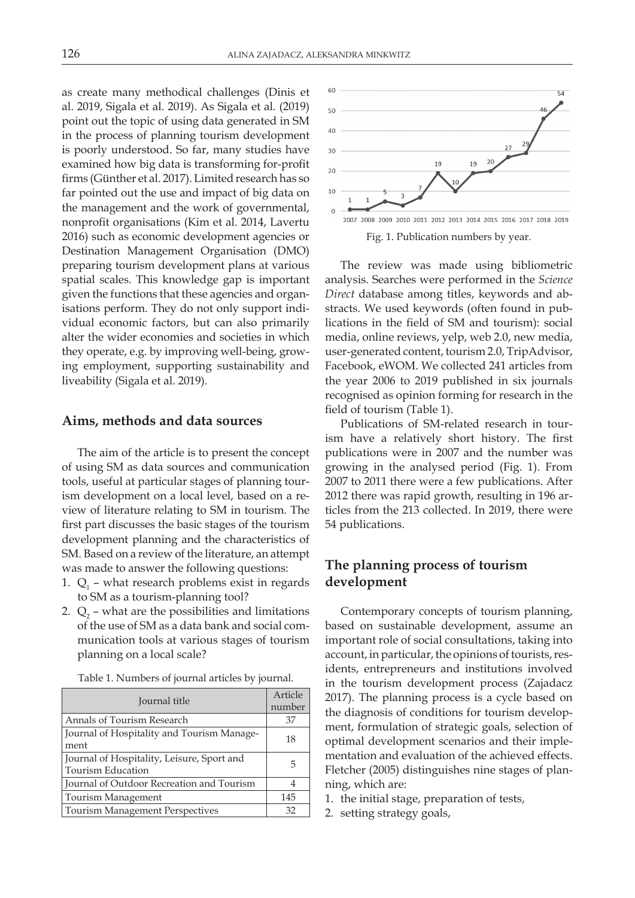as create many methodical challenges (Dinis et al. 2019, Sigala et al. 2019). As Sigala et al. (2019) point out the topic of using data generated in SM in the process of planning tourism development is poorly understood. So far, many studies have examined how big data is transforming for-profit firms (Günther et al. 2017). Limited research has so far pointed out the use and impact of big data on the management and the work of governmental, nonprofit organisations (Kim et al. 2014, Lavertu 2016) such as economic development agencies or Destination Management Organisation (DMO) preparing tourism development plans at various spatial scales. This knowledge gap is important given the functions that these agencies and organisations perform. They do not only support individual economic factors, but can also primarily alter the wider economies and societies in which they operate, e.g. by improving well-being, growing employment, supporting sustainability and liveability (Sigala et al. 2019).

## Aims, methods and data sources

The aim of the article is to present the concept of using SM as data sources and communication tools, useful at particular stages of planning tourism development on a local level, based on a review of literature relating to SM in tourism. The first part discusses the basic stages of the tourism development planning and the characteristics of SM. Based on a review of the literature, an attempt was made to answer the following questions:

1. $Q_1$ – what research problems exist in regards to SM as a tourism-planning tool?
2. $Q_2$ – what are the possibilities and limitations of the use of SM as a data bank and social communication tools at various stages of tourism planning on a local scale?

Table 1. Numbers of journal articles by journal.

| Journal title | Article number |
|---|---|
| Annals of Tourism Research | 37 |
| Journal of Hospitality and Tourism Management | 18 |
| Journal of Hospitality, Leisure, Sport and Tourism Education | 5 |
| Journal of Outdoor Recreation and Tourism | 4 |
| Tourism Management | 145 |
| Tourism Management Perspectives | 32 |

Fig. 1. Publication numbers by year.

The review was made using bibliometric analysis. Searches were performed in the *Science Direct* database among titles, keywords and abstracts. We used keywords (often found in publications in the field of SM and tourism): social media, online reviews, yelp, web 2.0, new media, user-generated content, tourism 2.0, TripAdvisor, Facebook, eWOM. We collected 241 articles from the year 2006 to 2019 published in six journals recognised as opinion forming for research in the field of tourism (Table 1).

Publications of SM-related research in tourism have a relatively short history. The first publications were in 2007 and the number was growing in the analysed period (Fig. 1). From 2007 to 2011 there were a few publications. After 2012 there was rapid growth, resulting in 196 articles from the 213 collected. In 2019, there were 54 publications.

## The planning process of tourism development

Contemporary concepts of tourism planning, based on sustainable development, assume an important role of social consultations, taking into account, in particular, the opinions of tourists, residents, entrepreneurs and institutions involved in the tourism development process (Zajadacz 2017). The planning process is a cycle based on the diagnosis of conditions for tourism development, formulation of strategic goals, selection of optimal development scenarios and their implementation and evaluation of the achieved effects. Fletcher (2005) distinguishes nine stages of planning, which are:

1. the initial stage, preparation of tests,
2. setting strategy goals,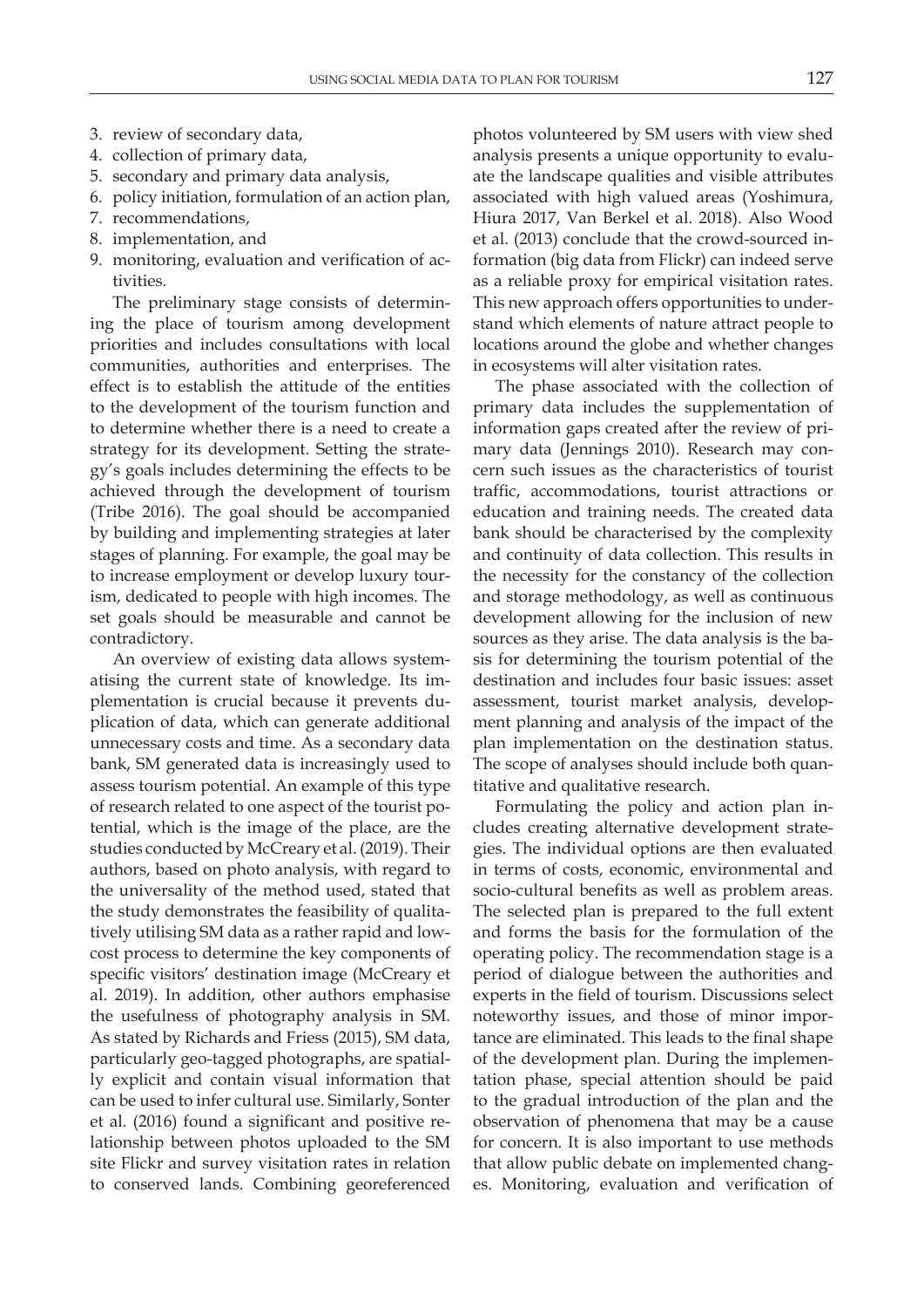3. review of secondary data,
4. collection of primary data,
5. secondary and primary data analysis,
6. policy initiation, formulation of an action plan,
7. recommendations,
8. implementation, and
9. monitoring, evaluation and verification of activities.

The preliminary stage consists of determining the place of tourism among development priorities and includes consultations with local communities, authorities and enterprises. The effect is to establish the attitude of the entities to the development of the tourism function and to determine whether there is a need to create a strategy for its development. Setting the strategy's goals includes determining the effects to be achieved through the development of tourism (Tribe 2016). The goal should be accompanied by building and implementing strategies at later stages of planning. For example, the goal may be to increase employment or develop luxury tourism, dedicated to people with high incomes. The set goals should be measurable and cannot be contradictory.

An overview of existing data allows systematising the current state of knowledge. Its implementation is crucial because it prevents duplication of data, which can generate additional unnecessary costs and time. As a secondary data bank, SM generated data is increasingly used to assess tourism potential. An example of this type of research related to one aspect of the tourist potential, which is the image of the place, are the studies conducted by McCreary et al. (2019). Their authors, based on photo analysis, with regard to the universality of the method used, stated that the study demonstrates the feasibility of qualitatively utilising SM data as a rather rapid and low-cost process to determine the key components of specific visitors' destination image (McCreary et al. 2019). In addition, other authors emphasise the usefulness of photography analysis in SM. As stated by Richards and Friess (2015), SM data, particularly geo-tagged photographs, are spatially explicit and contain visual information that can be used to infer cultural use. Similarly, Sonter et al. (2016) found a significant and positive relationship between photos uploaded to the SM site Flickr and survey visitation rates in relation to conserved lands. Combining georeferenced photos volunteered by SM users with view shed analysis presents a unique opportunity to evaluate the landscape qualities and visible attributes associated with high valued areas (Yoshimura, Hiura 2017, Van Berkel et al. 2018). Also Wood et al. (2013) conclude that the crowd-sourced information (big data from Flickr) can indeed serve as a reliable proxy for empirical visitation rates. This new approach offers opportunities to understand which elements of nature attract people to locations around the globe and whether changes in ecosystems will alter visitation rates.

The phase associated with the collection of primary data includes the supplementation of information gaps created after the review of primary data (Jennings 2010). Research may concern such issues as the characteristics of tourist traffic, accommodations, tourist attractions or education and training needs. The created data bank should be characterised by the complexity and continuity of data collection. This results in the necessity for the constancy of the collection and storage methodology, as well as continuous development allowing for the inclusion of new sources as they arise. The data analysis is the basis for determining the tourism potential of the destination and includes four basic issues: asset assessment, tourist market analysis, development planning and analysis of the impact of the plan implementation on the destination status. The scope of analyses should include both quantitative and qualitative research.

Formulating the policy and action plan includes creating alternative development strategies. The individual options are then evaluated in terms of costs, economic, environmental and socio-cultural benefits as well as problem areas. The selected plan is prepared to the full extent and forms the basis for the formulation of the operating policy. The recommendation stage is a period of dialogue between the authorities and experts in the field of tourism. Discussions select noteworthy issues, and those of minor importance are eliminated. This leads to the final shape of the development plan. During the implementation phase, special attention should be paid to the gradual introduction of the plan and the observation of phenomena that may be a cause for concern. It is also important to use methods that allow public debate on implemented changes. Monitoring, evaluation and verification of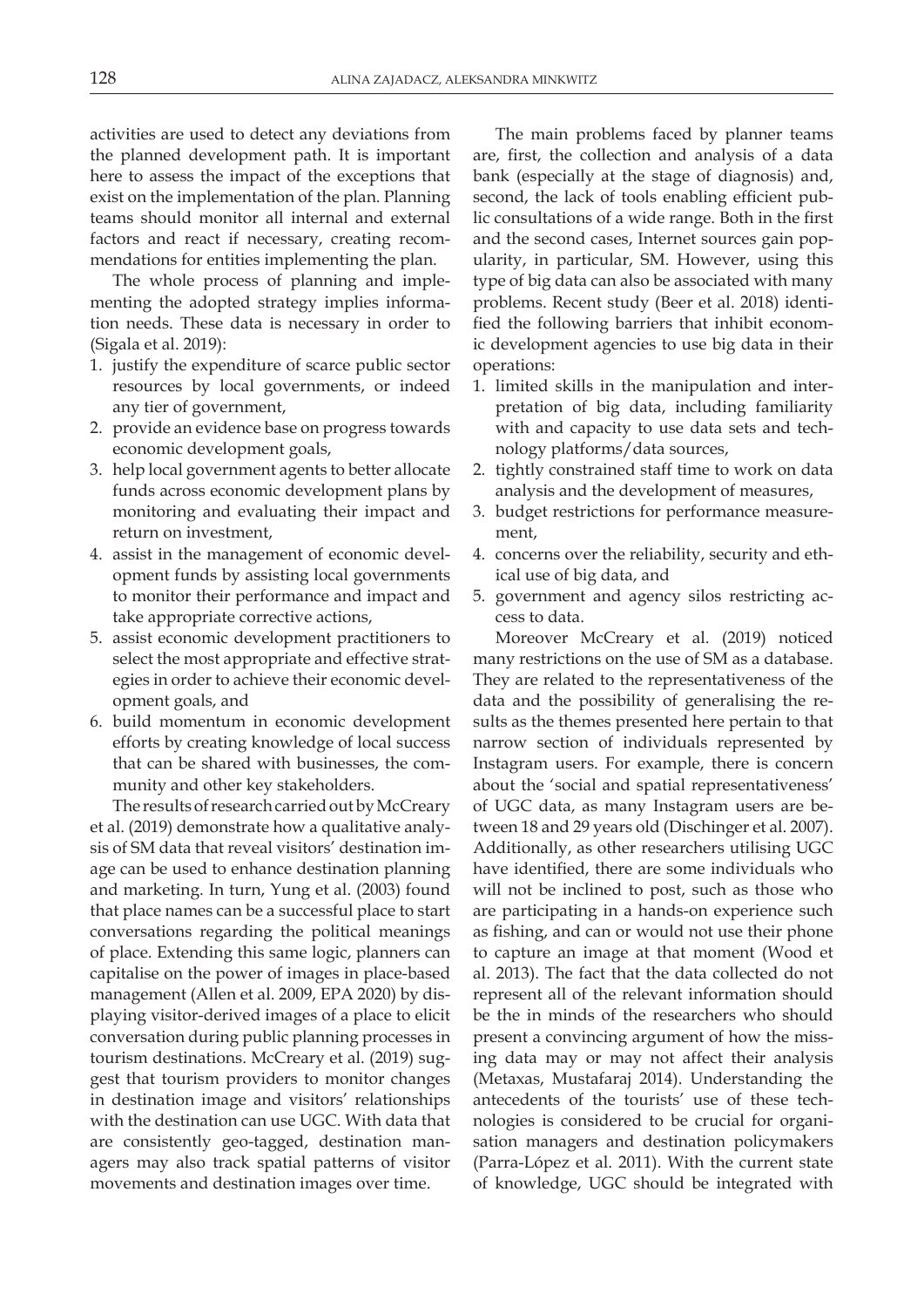activities are used to detect any deviations from the planned development path. It is important here to assess the impact of the exceptions that exist on the implementation of the plan. Planning teams should monitor all internal and external factors and react if necessary, creating recommendations for entities implementing the plan.

The whole process of planning and implementing the adopted strategy implies information needs. These data is necessary in order to (Sigala et al. 2019):

1. justify the expenditure of scarce public sector resources by local governments, or indeed any tier of government,
2. provide an evidence base on progress towards economic development goals,
3. help local government agents to better allocate funds across economic development plans by monitoring and evaluating their impact and return on investment,
4. assist in the management of economic development funds by assisting local governments to monitor their performance and impact and take appropriate corrective actions,
5. assist economic development practitioners to select the most appropriate and effective strategies in order to achieve their economic development goals, and
6. build momentum in economic development efforts by creating knowledge of local success that can be shared with businesses, the community and other key stakeholders.

The results of research carried out by McCreary et al. (2019) demonstrate how a qualitative analysis of SM data that reveal visitors' destination image can be used to enhance destination planning and marketing. In turn, Yung et al. (2003) found that place names can be a successful place to start conversations regarding the political meanings of place. Extending this same logic, planners can capitalise on the power of images in place-based management (Allen et al. 2009, EPA 2020) by displaying visitor-derived images of a place to elicit conversation during public planning processes in tourism destinations. McCreary et al. (2019) suggest that tourism providers to monitor changes in destination image and visitors' relationships with the destination can use UGC. With data that are consistently geo-tagged, destination managers may also track spatial patterns of visitor movements and destination images over time.

The main problems faced by planner teams are, first, the collection and analysis of a data bank (especially at the stage of diagnosis) and, second, the lack of tools enabling efficient public consultations of a wide range. Both in the first and the second cases, Internet sources gain popularity, in particular, SM. However, using this type of big data can also be associated with many problems. Recent study (Beer et al. 2018) identified the following barriers that inhibit economic development agencies to use big data in their operations:

1. limited skills in the manipulation and interpretation of big data, including familiarity with and capacity to use data sets and technology platforms/data sources,
2. tightly constrained staff time to work on data analysis and the development of measures,
3. budget restrictions for performance measurement,
4. concerns over the reliability, security and ethical use of big data, and
5. government and agency silos restricting access to data.

Moreover McCreary et al. (2019) noticed many restrictions on the use of SM as a database. They are related to the representativeness of the data and the possibility of generalising the results as the themes presented here pertain to that narrow section of individuals represented by Instagram users. For example, there is concern about the 'social and spatial representativeness' of UGC data, as many Instagram users are between 18 and 29 years old (Dischinger et al. 2007). Additionally, as other researchers utilising UGC have identified, there are some individuals who will not be inclined to post, such as those who are participating in a hands-on experience such as fishing, and can or would not use their phone to capture an image at that moment (Wood et al. 2013). The fact that the data collected do not represent all of the relevant information should be the in minds of the researchers who should present a convincing argument of how the missing data may or may not affect their analysis (Metaxas, Mustafaraj 2014). Understanding the antecedents of the tourists' use of these technologies is considered to be crucial for organisation managers and destination policymakers (Parra-López et al. 2011). With the current state of knowledge, UGC should be integrated with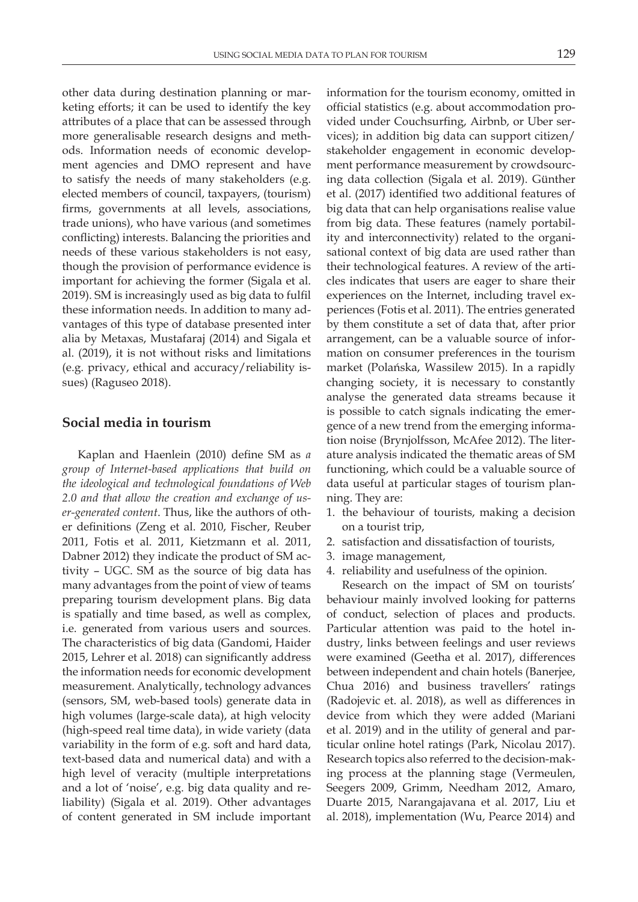other data during destination planning or marketing efforts; it can be used to identify the key attributes of a place that can be assessed through more generalisable research designs and methods. Information needs of economic development agencies and DMO represent and have to satisfy the needs of many stakeholders (e.g. elected members of council, taxpayers, (tourism) firms, governments at all levels, associations, trade unions), who have various (and sometimes conflicting) interests. Balancing the priorities and needs of these various stakeholders is not easy, though the provision of performance evidence is important for achieving the former (Sigala et al. 2019). SM is increasingly used as big data to fulfil these information needs. In addition to many advantages of this type of database presented inter alia by Metaxas, Mustafaraj (2014) and Sigala et al. (2019), it is not without risks and limitations (e.g. privacy, ethical and accuracy/reliability issues) (Raguseo 2018).

## Social media in tourism

Kaplan and Haenlein (2010) define SM as *a group of Internet-based applications that build on the ideological and technological foundations of Web 2.0 and that allow the creation and exchange of user-generated content*. Thus, like the authors of other definitions (Zeng et al. 2010, Fischer, Reuber 2011, Fotis et al. 2011, Kietzmann et al. 2011, Dabner 2012) they indicate the product of SM activity – UGC. SM as the source of big data has many advantages from the point of view of teams preparing tourism development plans. Big data is spatially and time based, as well as complex, i.e. generated from various users and sources. The characteristics of big data (Gandomi, Haider 2015, Lehrer et al. 2018) can significantly address the information needs for economic development measurement. Analytically, technology advances (sensors, SM, web-based tools) generate data in high volumes (large-scale data), at high velocity (high-speed real time data), in wide variety (data variability in the form of e.g. soft and hard data, text-based data and numerical data) and with a high level of veracity (multiple interpretations and a lot of 'noise', e.g. big data quality and reliability) (Sigala et al. 2019). Other advantages of content generated in SM include important information for the tourism economy, omitted in official statistics (e.g. about accommodation provided under Couchsurfing, Airbnb, or Uber services); in addition big data can support citizen/stakeholder engagement in economic development performance measurement by crowdsourcing data collection (Sigala et al. 2019). Günther et al. (2017) identified two additional features of big data that can help organisations realise value from big data. These features (namely portability and interconnectivity) related to the organisational context of big data are used rather than their technological features. A review of the articles indicates that users are eager to share their experiences on the Internet, including travel experiences (Fotis et al. 2011). The entries generated by them constitute a set of data that, after prior arrangement, can be a valuable source of information on consumer preferences in the tourism market (Polańska, Wassilew 2015). In a rapidly changing society, it is necessary to constantly analyse the generated data streams because it is possible to catch signals indicating the emergence of a new trend from the emerging information noise (Brynjolfsson, McAfee 2012). The literature analysis indicated the thematic areas of SM functioning, which could be a valuable source of data useful at particular stages of tourism planning. They are:

1. the behaviour of tourists, making a decision on a tourist trip,
2. satisfaction and dissatisfaction of tourists,
3. image management,
4. reliability and usefulness of the opinion.

Research on the impact of SM on tourists' behaviour mainly involved looking for patterns of conduct, selection of places and products. Particular attention was paid to the hotel industry, links between feelings and user reviews were examined (Geetha et al. 2017), differences between independent and chain hotels (Banerjee, Chua 2016) and business travellers' ratings (Radojevic et. al. 2018), as well as differences in device from which they were added (Mariani et al. 2019) and in the utility of general and particular online hotel ratings (Park, Nicolau 2017). Research topics also referred to the decision-making process at the planning stage (Vermeulen, Seegers 2009, Grimm, Needham 2012, Amaro, Duarte 2015, Narangajavana et al. 2017, Liu et al. 2018), implementation (Wu, Pearce 2014) and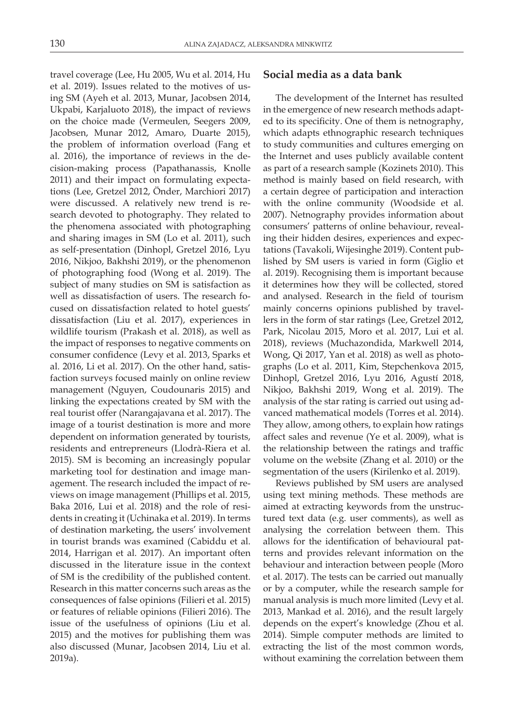travel coverage (Lee, Hu 2005, Wu et al. 2014, Hu et al. 2019). Issues related to the motives of using SM (Ayeh et al. 2013, Munar, Jacobsen 2014, Ukpabi, Karjaluoto 2018), the impact of reviews on the choice made (Vermeulen, Seegers 2009, Jacobsen, Munar 2012, Amaro, Duarte 2015), the problem of information overload (Fang et al. 2016), the importance of reviews in the decision-making process (Papathanassis, Knolle 2011) and their impact on formulating expectations (Lee, Gretzel 2012, Önder, Marchiori 2017) were discussed. A relatively new trend is research devoted to photography. They related to the phenomena associated with photographing and sharing images in SM (Lo et al. 2011), such as self-presentation (Dinhopl, Gretzel 2016, Lyu 2016, Nikjoo, Bakhshi 2019), or the phenomenon of photographing food (Wong et al. 2019). The subject of many studies on SM is satisfaction as well as dissatisfaction of users. The research focused on dissatisfaction related to hotel guests' dissatisfaction (Liu et al. 2017), experiences in wildlife tourism (Prakash et al. 2018), as well as the impact of responses to negative comments on consumer confidence (Levy et al. 2013, Sparks et al. 2016, Li et al. 2017). On the other hand, satisfaction surveys focused mainly on online review management (Nguyen, Coudounaris 2015) and linking the expectations created by SM with the real tourist offer (Narangajavana et al. 2017). The image of a tourist destination is more and more dependent on information generated by tourists, residents and entrepreneurs (Llodrà-Riera et al. 2015). SM is becoming an increasingly popular marketing tool for destination and image management. The research included the impact of reviews on image management (Phillips et al. 2015, Baka 2016, Lui et al. 2018) and the role of residents in creating it (Uchinaka et al. 2019). In terms of destination marketing, the users' involvement in tourist brands was examined (Cabiddu et al. 2014, Harrigan et al. 2017). An important often discussed in the literature issue in the context of SM is the credibility of the published content. Research in this matter concerns such areas as the consequences of false opinions (Filieri et al. 2015) or features of reliable opinions (Filieri 2016). The issue of the usefulness of opinions (Liu et al. 2015) and the motives for publishing them was also discussed (Munar, Jacobsen 2014, Liu et al. 2019a).

## Social media as a data bank

The development of the Internet has resulted in the emergence of new research methods adapted to its specificity. One of them is netnography, which adapts ethnographic research techniques to study communities and cultures emerging on the Internet and uses publicly available content as part of a research sample (Kozinets 2010). This method is mainly based on field research, with a certain degree of participation and interaction with the online community (Woodside et al. 2007). Netnography provides information about consumers' patterns of online behaviour, revealing their hidden desires, experiences and expectations (Tavakoli, Wijesinghe 2019). Content published by SM users is varied in form (Giglio et al. 2019). Recognising them is important because it determines how they will be collected, stored and analysed. Research in the field of tourism mainly concerns opinions published by travellers in the form of star ratings (Lee, Gretzel 2012, Park, Nicolau 2015, Moro et al. 2017, Lui et al. 2018), reviews (Muchazondida, Markwell 2014, Wong, Qi 2017, Yan et al. 2018) as well as photographs (Lo et al. 2011, Kim, Stepchenkova 2015, Dinhopl, Gretzel 2016, Lyu 2016, Agustí 2018, Nikjoo, Bakhshi 2019, Wong et al. 2019). The analysis of the star rating is carried out using advanced mathematical models (Torres et al. 2014). They allow, among others, to explain how ratings affect sales and revenue (Ye et al. 2009), what is the relationship between the ratings and traffic volume on the website (Zhang et al. 2010) or the segmentation of the users (Kirilenko et al. 2019).

Reviews published by SM users are analysed using text mining methods. These methods are aimed at extracting keywords from the unstructured text data (e.g. user comments), as well as analysing the correlation between them. This allows for the identification of behavioural patterns and provides relevant information on the behaviour and interaction between people (Moro et al. 2017). The tests can be carried out manually or by a computer, while the research sample for manual analysis is much more limited (Levy et al. 2013, Mankad et al. 2016), and the result largely depends on the expert's knowledge (Zhou et al. 2014). Simple computer methods are limited to extracting the list of the most common words, without examining the correlation between them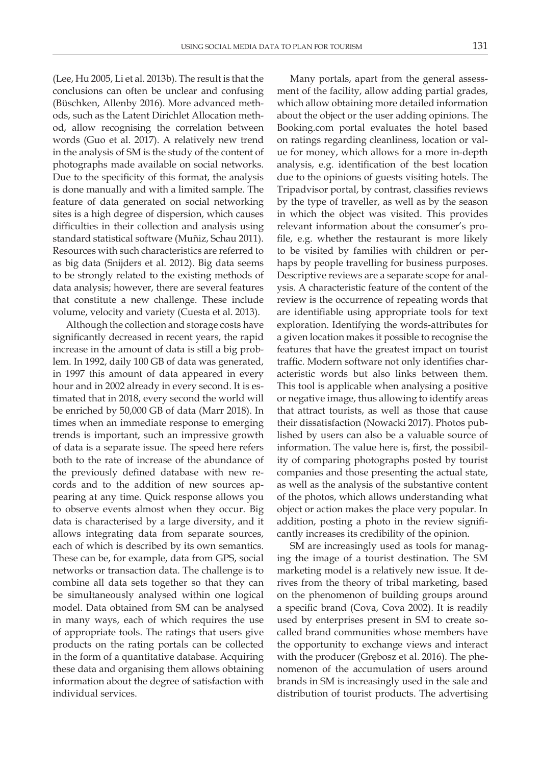(Lee, Hu 2005, Li et al. 2013b). The result is that the conclusions can often be unclear and confusing (Büschken, Allenby 2016). More advanced methods, such as the Latent Dirichlet Allocation method, allow recognising the correlation between words (Guo et al. 2017). A relatively new trend in the analysis of SM is the study of the content of photographs made available on social networks. Due to the specificity of this format, the analysis is done manually and with a limited sample. The feature of data generated on social networking sites is a high degree of dispersion, which causes difficulties in their collection and analysis using standard statistical software (Muñiz, Schau 2011). Resources with such characteristics are referred to as big data (Snijders et al. 2012). Big data seems to be strongly related to the existing methods of data analysis; however, there are several features that constitute a new challenge. These include volume, velocity and variety (Cuesta et al. 2013).

Although the collection and storage costs have significantly decreased in recent years, the rapid increase in the amount of data is still a big problem. In 1992, daily 100 GB of data was generated, in 1997 this amount of data appeared in every hour and in 2002 already in every second. It is estimated that in 2018, every second the world will be enriched by 50,000 GB of data (Marr 2018). In times when an immediate response to emerging trends is important, such an impressive growth of data is a separate issue. The speed here refers both to the rate of increase of the abundance of the previously defined database with new records and to the addition of new sources appearing at any time. Quick response allows you to observe events almost when they occur. Big data is characterised by a large diversity, and it allows integrating data from separate sources, each of which is described by its own semantics. These can be, for example, data from GPS, social networks or transaction data. The challenge is to combine all data sets together so that they can be simultaneously analysed within one logical model. Data obtained from SM can be analysed in many ways, each of which requires the use of appropriate tools. The ratings that users give products on the rating portals can be collected in the form of a quantitative database. Acquiring these data and organising them allows obtaining information about the degree of satisfaction with individual services.

Many portals, apart from the general assessment of the facility, allow adding partial grades, which allow obtaining more detailed information about the object or the user adding opinions. The Booking.com portal evaluates the hotel based on ratings regarding cleanliness, location or value for money, which allows for a more in-depth analysis, e.g. identification of the best location due to the opinions of guests visiting hotels. The Tripadvisor portal, by contrast, classifies reviews by the type of traveller, as well as by the season in which the object was visited. This provides relevant information about the consumer's profile, e.g. whether the restaurant is more likely to be visited by families with children or perhaps by people travelling for business purposes. Descriptive reviews are a separate scope for analysis. A characteristic feature of the content of the review is the occurrence of repeating words that are identifiable using appropriate tools for text exploration. Identifying the words-attributes for a given location makes it possible to recognise the features that have the greatest impact on tourist traffic. Modern software not only identifies characteristic words but also links between them. This tool is applicable when analysing a positive or negative image, thus allowing to identify areas that attract tourists, as well as those that cause their dissatisfaction (Nowacki 2017). Photos published by users can also be a valuable source of information. The value here is, first, the possibility of comparing photographs posted by tourist companies and those presenting the actual state, as well as the analysis of the substantive content of the photos, which allows understanding what object or action makes the place very popular. In addition, posting a photo in the review significantly increases its credibility of the opinion.

SM are increasingly used as tools for managing the image of a tourist destination. The SM marketing model is a relatively new issue. It derives from the theory of tribal marketing, based on the phenomenon of building groups around a specific brand (Cova, Cova 2002). It is readily used by enterprises present in SM to create so-called brand communities whose members have the opportunity to exchange views and interact with the producer (Grębosz et al. 2016). The phenomenon of the accumulation of users around brands in SM is increasingly used in the sale and distribution of tourist products. The advertising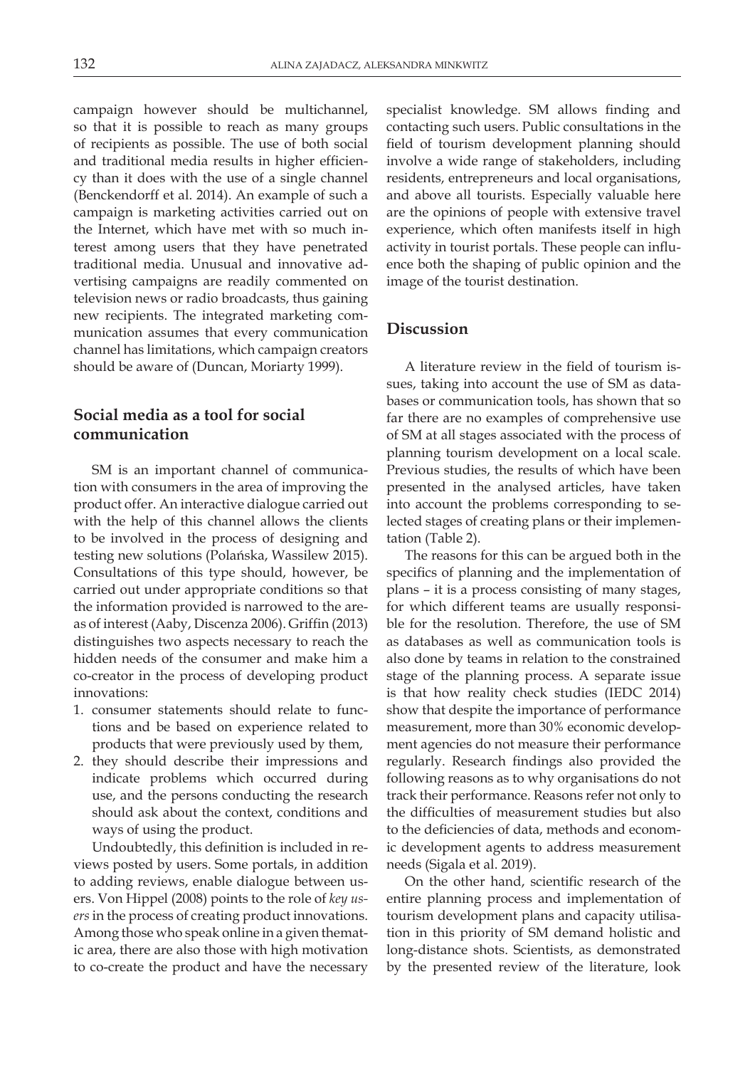campaign however should be multichannel, so that it is possible to reach as many groups of recipients as possible. The use of both social and traditional media results in higher efficiency than it does with the use of a single channel (Benckendorff et al. 2014). An example of such a campaign is marketing activities carried out on the Internet, which have met with so much interest among users that they have penetrated traditional media. Unusual and innovative advertising campaigns are readily commented on television news or radio broadcasts, thus gaining new recipients. The integrated marketing communication assumes that every communication channel has limitations, which campaign creators should be aware of (Duncan, Moriarty 1999).

## Social media as a tool for social communication

SM is an important channel of communication with consumers in the area of improving the product offer. An interactive dialogue carried out with the help of this channel allows the clients to be involved in the process of designing and testing new solutions (Polańska, Wassilew 2015). Consultations of this type should, however, be carried out under appropriate conditions so that the information provided is narrowed to the areas of interest (Aaby, Discenza 2006). Griffin (2013) distinguishes two aspects necessary to reach the hidden needs of the consumer and make him a co-creator in the process of developing product innovations:

1. consumer statements should relate to functions and be based on experience related to products that were previously used by them,
2. they should describe their impressions and indicate problems which occurred during use, and the persons conducting the research should ask about the context, conditions and ways of using the product.

Undoubtedly, this definition is included in reviews posted by users. Some portals, in addition to adding reviews, enable dialogue between users. Von Hippel (2008) points to the role of *key users* in the process of creating product innovations. Among those who speak online in a given thematic area, there are also those with high motivation to co-create the product and have the necessary specialist knowledge. SM allows finding and contacting such users. Public consultations in the field of tourism development planning should involve a wide range of stakeholders, including residents, entrepreneurs and local organisations, and above all tourists. Especially valuable here are the opinions of people with extensive travel experience, which often manifests itself in high activity in tourist portals. These people can influence both the shaping of public opinion and the image of the tourist destination.

## Discussion

A literature review in the field of tourism issues, taking into account the use of SM as databases or communication tools, has shown that so far there are no examples of comprehensive use of SM at all stages associated with the process of planning tourism development on a local scale. Previous studies, the results of which have been presented in the analysed articles, have taken into account the problems corresponding to selected stages of creating plans or their implementation (Table 2).

The reasons for this can be argued both in the specifics of planning and the implementation of plans – it is a process consisting of many stages, for which different teams are usually responsible for the resolution. Therefore, the use of SM as databases as well as communication tools is also done by teams in relation to the constrained stage of the planning process. A separate issue is that how reality check studies (IEDC 2014) show that despite the importance of performance measurement, more than 30% economic development agencies do not measure their performance regularly. Research findings also provided the following reasons as to why organisations do not track their performance. Reasons refer not only to the difficulties of measurement studies but also to the deficiencies of data, methods and economic development agents to address measurement needs (Sigala et al. 2019).

On the other hand, scientific research of the entire planning process and implementation of tourism development plans and capacity utilisation in this priority of SM demand holistic and long-distance shots. Scientists, as demonstrated by the presented review of the literature, look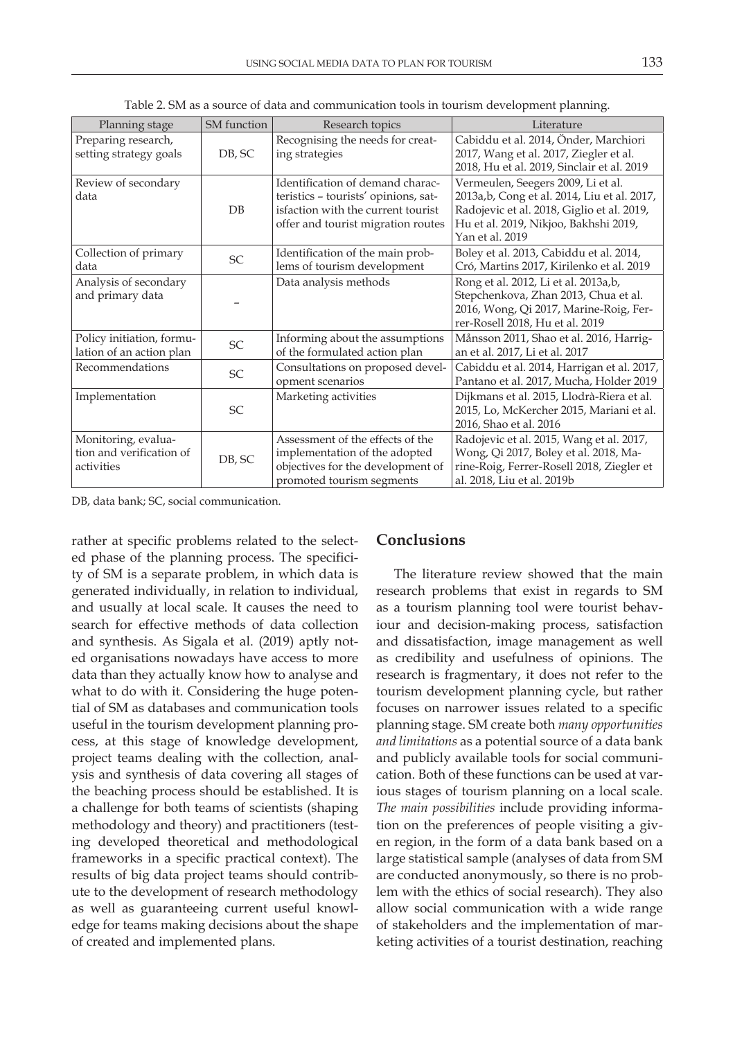Table 2. SM as a source of data and communication tools in tourism development planning.

| Planning stage | SM function | Research topics | Literature |
|---|---|---|---|
| Preparing research, setting strategy goals | DB, SC | Recognising the needs for creating strategies | Cabiddu et al. 2014, Önder, Marchiori 2017, Wang et al. 2017, Ziegler et al. 2018, Hu et al. 2019, Sinclair et al. 2019 |
| Review of secondary data | DB | Identification of demand characteristics – tourists' opinions, satisfaction with the current tourist offer and tourist migration routes | Vermeulen, Seegers 2009, Li et al. 2013a,b, Cong et al. 2014, Liu et al. 2017, Radojevic et al. 2018, Giglio et al. 2019, Hu et al. 2019, Nikjoo, Bakhshi 2019, Yan et al. 2019 |
| Collection of primary data | SC | Identification of the main problems of tourism development | Boley et al. 2013, Cabiddu et al. 2014, Cró, Martins 2017, Kirilenko et al. 2019 |
| Analysis of secondary and primary data | – | Data analysis methods | Rong et al. 2012, Li et al. 2013a,b, Stepchenkova, Zhan 2013, Chua et al. 2016, Wong, Qi 2017, Marine-Roig, Ferrer-Rosell 2018, Hu et al. 2019 |
| Policy initiation, formulation of an action plan | SC | Informing about the assumptions of the formulated action plan | Månsson 2011, Shao et al. 2016, Harrigan et al. 2017, Li et al. 2017 |
| Recommendations | SC | Consultations on proposed development scenarios | Cabiddu et al. 2014, Harrigan et al. 2017, Pantano et al. 2017, Mucha, Holder 2019 |
| Implementation | SC | Marketing activities | Dijkmans et al. 2015, Llodrà-Riera et al. 2015, Lo, McKercher 2015, Mariani et al. 2016, Shao et al. 2016 |
| Monitoring, evaluation and verification of activities | DB, SC | Assessment of the effects of the implementation of the adopted objectives for the development of promoted tourism segments | Radojevic et al. 2015, Wang et al. 2017, Wong, Qi 2017, Boley et al. 2018, Marine-Roig, Ferrer-Rosell 2018, Ziegler et al. 2018, Liu et al. 2019b |

DB, data bank; SC, social communication.

rather at specific problems related to the selected phase of the planning process. The specificity of SM is a separate problem, in which data is generated individually, in relation to individual, and usually at local scale. It causes the need to search for effective methods of data collection and synthesis. As Sigala et al. (2019) aptly noted organisations nowadays have access to more data than they actually know how to analyse and what to do with it. Considering the huge potential of SM as databases and communication tools useful in the tourism development planning process, at this stage of knowledge development, project teams dealing with the collection, analysis and synthesis of data covering all stages of the beaching process should be established. It is a challenge for both teams of scientists (shaping methodology and theory) and practitioners (testing developed theoretical and methodological frameworks in a specific practical context). The results of big data project teams should contribute to the development of research methodology as well as guaranteeing current useful knowledge for teams making decisions about the shape of created and implemented plans.

## Conclusions

The literature review showed that the main research problems that exist in regards to SM as a tourism planning tool were tourist behaviour and decision-making process, satisfaction and dissatisfaction, image management as well as credibility and usefulness of opinions. The research is fragmentary, it does not refer to the tourism development planning cycle, but rather focuses on narrower issues related to a specific planning stage. SM create both *many opportunities and limitations* as a potential source of a data bank and publicly available tools for social communication. Both of these functions can be used at various stages of tourism planning on a local scale. *The main possibilities* include providing information on the preferences of people visiting a given region, in the form of a data bank based on a large statistical sample (analyses of data from SM are conducted anonymously, so there is no problem with the ethics of social research). They also allow social communication with a wide range of stakeholders and the implementation of marketing activities of a tourist destination, reaching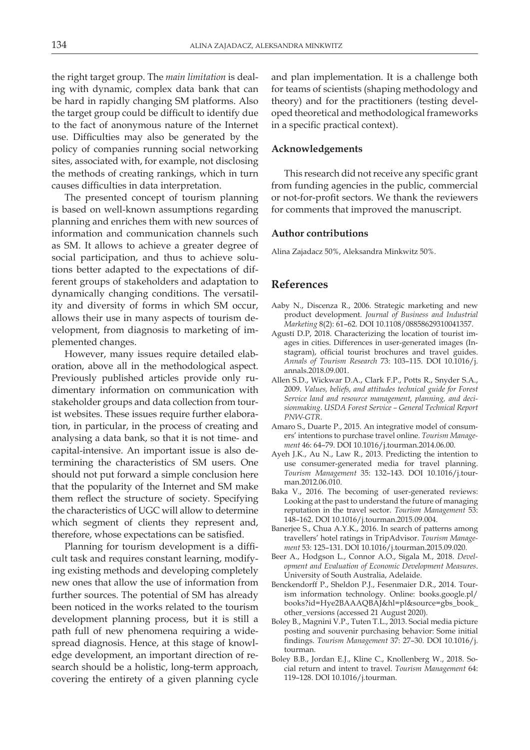the right target group. The *main limitation* is dealing with dynamic, complex data bank that can be hard in rapidly changing SM platforms. Also the target group could be difficult to identify due to the fact of anonymous nature of the Internet use. Difficulties may also be generated by the policy of companies running social networking sites, associated with, for example, not disclosing the methods of creating rankings, which in turn causes difficulties in data interpretation.

The presented concept of tourism planning is based on well-known assumptions regarding planning and enriches them with new sources of information and communication channels such as SM. It allows to achieve a greater degree of social participation, and thus to achieve solutions better adapted to the expectations of different groups of stakeholders and adaptation to dynamically changing conditions. The versatility and diversity of forms in which SM occur, allows their use in many aspects of tourism development, from diagnosis to marketing of implemented changes.

However, many issues require detailed elaboration, above all in the methodological aspect. Previously published articles provide only rudimentary information on communication with stakeholder groups and data collection from tourist websites. These issues require further elaboration, in particular, in the process of creating and analysing a data bank, so that it is not time- and capital-intensive. An important issue is also determining the characteristics of SM users. One should not put forward a simple conclusion here that the popularity of the Internet and SM make them reflect the structure of society. Specifying the characteristics of UGC will allow to determine which segment of clients they represent and, therefore, whose expectations can be satisfied.

Planning for tourism development is a difficult task and requires constant learning, modifying existing methods and developing completely new ones that allow the use of information from further sources. The potential of SM has already been noticed in the works related to the tourism development planning process, but it is still a path full of new phenomena requiring a widespread diagnosis. Hence, at this stage of knowledge development, an important direction of research should be a holistic, long-term approach, covering the entirety of a given planning cycle and plan implementation. It is a challenge both for teams of scientists (shaping methodology and theory) and for the practitioners (testing developed theoretical and methodological frameworks in a specific practical context).

### Acknowledgements

This research did not receive any specific grant from funding agencies in the public, commercial or not-for-profit sectors. We thank the reviewers for comments that improved the manuscript.

### Author contributions

Alina Zajadacz 50%, Aleksandra Minkwitz 50%.

## References

Aaby N., Discenza R., 2006. Strategic marketing and new product development. *Journal of Business and Industrial Marketing* 8(2): 61–62. DOI 10.1108/08858629310041357.

Agustí D.P, 2018. Characterizing the location of tourist images in cities. Differences in user-generated images (Instagram), official tourist brochures and travel guides. *Annals of Tourism Research* 73: 103–115. DOI 10.1016/j.annals.2018.09.001.

Allen S.D., Wickwar D.A., Clark F.P., Potts R., Snyder S.A., 2009. *Values, beliefs, and attitudes technical guide for Forest Service land and resource management, planning, and decisionmaking*. *USDA Forest Service – General Technical Report PNW-GTR*.

Amaro S., Duarte P., 2015. An integrative model of consumers' intentions to purchase travel online. *Tourism Management* 46: 64–79. DOI 10.1016/j.tourman.2014.06.00.

Ayeh J.K., Au N., Law R., 2013. Predicting the intention to use consumer-generated media for travel planning. *Tourism Management* 35: 132–143. DOI 10.1016/j.tourman.2012.06.010.

Baka V., 2016. The becoming of user-generated reviews: Looking at the past to understand the future of managing reputation in the travel sector. *Tourism Management* 53: 148–162. DOI 10.1016/j.tourman.2015.09.004.

Banerjee S., Chua A.Y.K., 2016. In search of patterns among travellers' hotel ratings in TripAdvisor. *Tourism Management* 53: 125–131. DOI 10.1016/j.tourman.2015.09.020.

Beer A., Hodgson L., Connor A.O., Sigala M., 2018. *Development and Evaluation of Economic Development Measures*. University of South Australia, Adelaide.

Benckendorff P., Sheldon P.J., Fesenmaier D.R., 2014. Tourism information technology. Online: books.google.pl/books?id=Hye2BAAAQBAJ&hl=pl&source=gbs_book_other_versions (accessed 21 August 2020).

Boley B., Magnini V.P., Tuten T.L., 2013. Social media picture posting and souvenir purchasing behavior: Some initial findings. *Tourism Management* 37: 27–30. DOI 10.1016/j.tourman.

Boley B.B., Jordan E.J., Kline C., Knollenberg W., 2018. Social return and intent to travel. *Tourism Management* 64: 119–128. DOI 10.1016/j.tourman.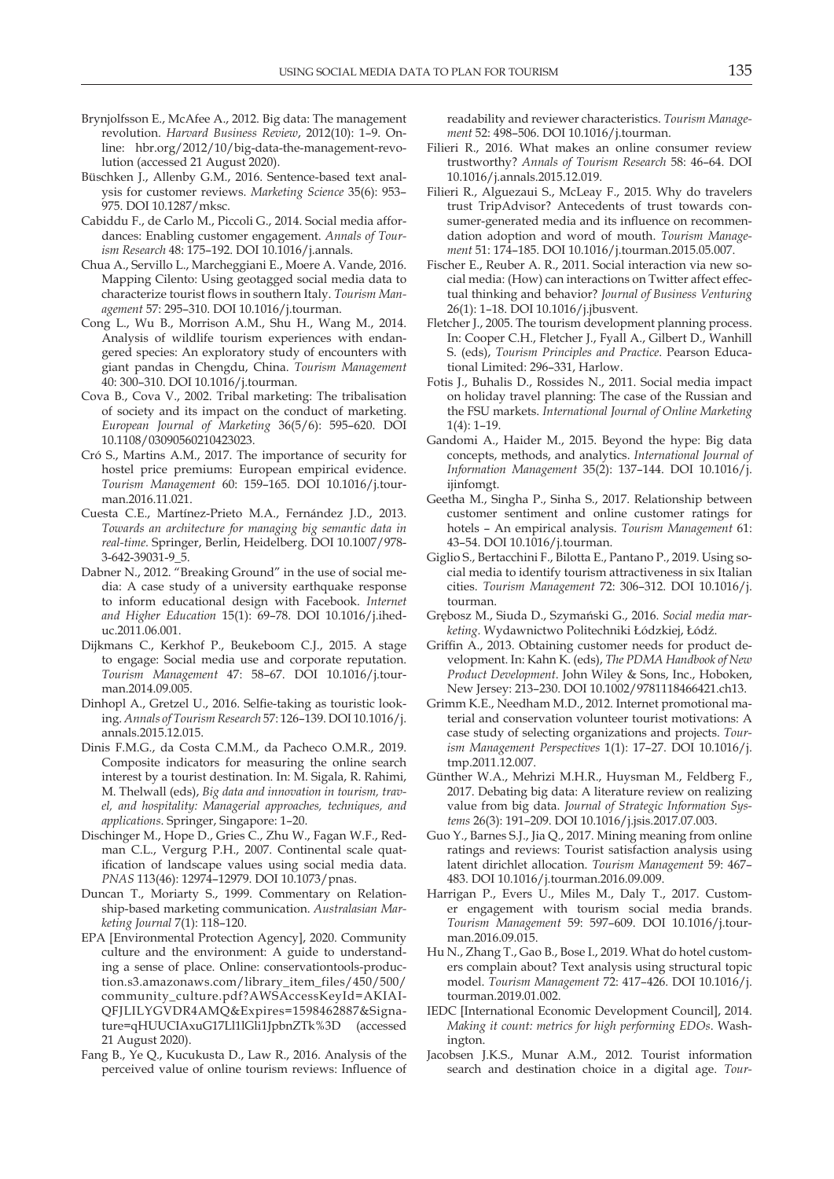Brynjolfsson E., McAfee A., 2012. Big data: The management revolution. *Harvard Business Review*, 2012(10): 1–9. Online: hbr.org/2012/10/big-data-the-management-revolution (accessed 21 August 2020).

Büschken J., Allenby G.M., 2016. Sentence-based text analysis for customer reviews. *Marketing Science* 35(6): 953–975. DOI 10.1287/mksc.

Cabiddu F., de Carlo M., Piccoli G., 2014. Social media affordances: Enabling customer engagement. *Annals of Tourism Research* 48: 175–192. DOI 10.1016/j.annals.

Chua A., Servillo L., Marcheggiani E., Moere A. Vande, 2016. Mapping Cilento: Using geotagged social media data to characterize tourist flows in southern Italy. *Tourism Management* 57: 295–310. DOI 10.1016/j.tourman.

Cong L., Wu B., Morrison A.M., Shu H., Wang M., 2014. Analysis of wildlife tourism experiences with endangered species: An exploratory study of encounters with giant pandas in Chengdu, China. *Tourism Management* 40: 300–310. DOI 10.1016/j.tourman.

Cova B., Cova V., 2002. Tribal marketing: The tribalisation of society and its impact on the conduct of marketing. *European Journal of Marketing* 36(5/6): 595–620. DOI 10.1108/03090560210423023.

Cró S., Martins A.M., 2017. The importance of security for hostel price premiums: European empirical evidence. *Tourism Management* 60: 159–165. DOI 10.1016/j.tourman.2016.11.021.

Cuesta C.E., Martínez-Prieto M.A., Fernández J.D., 2013. *Towards an architecture for managing big semantic data in real-time*. Springer, Berlin, Heidelberg. DOI 10.1007/978-3-642-39031-9_5.

Dabner N., 2012. "Breaking Ground" in the use of social media: A case study of a university earthquake response to inform educational design with Facebook. *Internet and Higher Education* 15(1): 69–78. DOI 10.1016/j.iheduc.2011.06.001.

Dijkmans C., Kerkhof P., Beukeboom C.J., 2015. A stage to engage: Social media use and corporate reputation. *Tourism Management* 47: 58–67. DOI 10.1016/j.tourman.2014.09.005.

Dinhopl A., Gretzel U., 2016. Selfie-taking as touristic looking. *Annals of Tourism Research* 57: 126–139. DOI 10.1016/j.annals.2015.12.015.

Dinis F.M.G., da Costa C.M.M., da Pacheco O.M.R., 2019. Composite indicators for measuring the online search interest by a tourist destination. In: M. Sigala, R. Rahimi, M. Thelwall (eds), *Big data and innovation in tourism, travel, and hospitality: Managerial approaches, techniques, and applications*. Springer, Singapore: 1–20.

Dischinger M., Hope D., Gries C., Zhu W., Fagan W.F., Redman C.L., Vergurg P.H., 2007. Continental scale quatification of landscape values using social media data. *PNAS* 113(46): 12974–12979. DOI 10.1073/pnas.

Duncan T., Moriarty S., 1999. Commentary on Relationship-based marketing communication. *Australasian Marketing Journal* 7(1): 118–120.

EPA [Environmental Protection Agency], 2020. Community culture and the environment: A guide to understanding a sense of place. Online: conservationtools-production.s3.amazonaws.com/library_item_files/450/500/community_culture.pdf?AWSAccessKeyId=AKIAIQFJLILYGVDR4AMQ&Expires=1598462887&Signature=qHUUCIAxuG17Ll1lGli1JpbnZTk%3D (accessed 21 August 2020).

Fang B., Ye Q., Kucukusta D., Law R., 2016. Analysis of the perceived value of online tourism reviews: Influence of readability and reviewer characteristics. *Tourism Management* 52: 498–506. DOI 10.1016/j.tourman.

Filieri R., 2016. What makes an online consumer review trustworthy? *Annals of Tourism Research* 58: 46–64. DOI 10.1016/j.annals.2015.12.019.

Filieri R., Alguezaui S., McLeay F., 2015. Why do travelers trust TripAdvisor? Antecedents of trust towards consumer-generated media and its influence on recommendation adoption and word of mouth. *Tourism Management* 51: 174–185. DOI 10.1016/j.tourman.2015.05.007.

Fischer E., Reuber A. R., 2011. Social interaction via new social media: (How) can interactions on Twitter affect effectual thinking and behavior? *Journal of Business Venturing* 26(1): 1–18. DOI 10.1016/j.jbusvent.

Fletcher J., 2005. The tourism development planning process. In: Cooper C.H., Fletcher J., Fyall A., Gilbert D., Wanhill S. (eds), *Tourism Principles and Practice*. Pearson Educational Limited: 296–331, Harlow.

Fotis J., Buhalis D., Rossides N., 2011. Social media impact on holiday travel planning: The case of the Russian and the FSU markets. *International Journal of Online Marketing* 1(4): 1–19.

Gandomi A., Haider M., 2015. Beyond the hype: Big data concepts, methods, and analytics. *International Journal of Information Management* 35(2): 137–144. DOI 10.1016/j.ijinfomgt.

Geetha M., Singha P., Sinha S., 2017. Relationship between customer sentiment and online customer ratings for hotels – An empirical analysis. *Tourism Management* 61: 43–54. DOI 10.1016/j.tourman.

Giglio S., Bertacchini F., Bilotta E., Pantano P., 2019. Using social media to identify tourism attractiveness in six Italian cities. *Tourism Management* 72: 306–312. DOI 10.1016/j.tourman.

Grębosz M., Siuda D., Szymański G., 2016. *Social media marketing*. Wydawnictwo Politechniki Łódzkiej, Łódź.

Griffin A., 2013. Obtaining customer needs for product development. In: Kahn K. (eds), *The PDMA Handbook of New Product Development*. John Wiley & Sons, Inc., Hoboken, New Jersey: 213–230. DOI 10.1002/9781118466421.ch13.

Grimm K.E., Needham M.D., 2012. Internet promotional material and conservation volunteer tourist motivations: A case study of selecting organizations and projects. *Tourism Management Perspectives* 1(1): 17–27. DOI 10.1016/j.tmp.2011.12.007.

Günther W.A., Mehrizi M.H.R., Huysman M., Feldberg F., 2017. Debating big data: A literature review on realizing value from big data. *Journal of Strategic Information Systems* 26(3): 191–209. DOI 10.1016/j.jsis.2017.07.003.

Guo Y., Barnes S.J., Jia Q., 2017. Mining meaning from online ratings and reviews: Tourist satisfaction analysis using latent dirichlet allocation. *Tourism Management* 59: 467–483. DOI 10.1016/j.tourman.2016.09.009.

Harrigan P., Evers U., Miles M., Daly T., 2017. Customer engagement with tourism social media brands. *Tourism Management* 59: 597–609. DOI 10.1016/j.tourman.2016.09.015.

Hu N., Zhang T., Gao B., Bose I., 2019. What do hotel customers complain about? Text analysis using structural topic model. *Tourism Management* 72: 417–426. DOI 10.1016/j.tourman.2019.01.002.

IEDC [International Economic Development Council], 2014. *Making it count: metrics for high performing EDOs*. Washington.

Jacobsen J.K.S., Munar A.M., 2012. Tourist information search and destination choice in a digital age. *Tour-*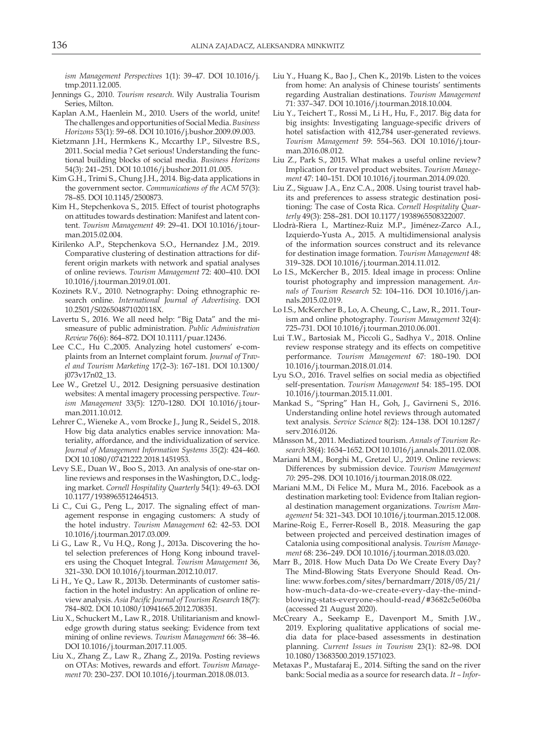*ism Management Perspectives* 1(1): 39–47. DOI 10.1016/j.tmp.2011.12.005.

Jennings G., 2010. *Tourism research*. Wily Australia Tourism Series, Milton.

Kaplan A.M., Haenlein M., 2010. Users of the world, unite! The challenges and opportunities of Social Media. *Business Horizons* 53(1): 59–68. DOI 10.1016/j.bushor.2009.09.003.

Kietzmann J.H., Hermkens K., Mccarthy I.P., Silvestre B.S., 2011. Social media ? Get serious! Understanding the functional building blocks of social media. *Business Horizons* 54(3): 241–251. DOI 10.1016/j.bushor.2011.01.005.

Kim G.H., Trimi S., Chung J.H., 2014. Big-data applications in the government sector. *Communications of the ACM* 57(3): 78–85. DOI 10.1145/2500873.

Kim H., Stepchenkova S., 2015. Effect of tourist photographs on attitudes towards destination: Manifest and latent content. *Tourism Management* 49: 29–41. DOI 10.1016/j.tourman.2015.02.004.

Kirilenko A.P., Stepchenkova S.O., Hernandez J.M., 2019. Comparative clustering of destination attractions for different origin markets with network and spatial analyses of online reviews. *Tourism Management* 72: 400–410. DOI 10.1016/j.tourman.2019.01.001.

Kozinets R.V., 2010. Netnography: Doing ethnographic research online. *International Journal of Advertising*. DOI 10.2501/S026504871020118X.

Lavertu S., 2016. We all need help: "Big Data" and the mismeasure of public administration. *Public Administration Review* 76(6): 864–872. DOI 10.1111/puar.12436.

Lee C.C., Hu C.,2005. Analyzing hotel customers' e-complaints from an Internet complaint forum. *Journal of Travel and Tourism Marketing* 17(2–3): 167–181. DOI 10.1300/j073v17n02_13.

Lee W., Gretzel U., 2012. Designing persuasive destination websites: A mental imagery processing perspective. *Tourism Management* 33(5): 1270–1280. DOI 10.1016/j.tourman.2011.10.012.

Lehrer C., Wieneke A., vom Brocke J., Jung R., Seidel S., 2018. How big data analytics enables service innovation: Materiality, affordance, and the individualization of service. *Journal of Management Information Systems 35*(2): 424–460. DOI 10.1080/07421222.2018.1451953.

Levy S.E., Duan W., Boo S., 2013. An analysis of one-star online reviews and responses in the Washington, D.C., lodging market. *Cornell Hospitality Quarterly* 54(1): 49–63. DOI 10.1177/1938965512464513.

Li C., Cui G., Peng L., 2017. The signaling effect of management response in engaging customers: A study of the hotel industry. *Tourism Management* 62: 42–53. DOI 10.1016/j.tourman.2017.03.009.

Li G., Law R., Vu H.Q., Rong J., 2013a. Discovering the hotel selection preferences of Hong Kong inbound travelers using the Choquet Integral. *Tourism Management* 36, 321–330. DOI 10.1016/j.tourman.2012.10.017.

Li H., Ye Q., Law R., 2013b. Determinants of customer satisfaction in the hotel industry: An application of online review analysis. *Asia Pacific Journal of Tourism Research* 18(7): 784–802. DOI 10.1080/10941665.2012.708351.

Liu X., Schuckert M., Law R., 2018. Utilitarianism and knowledge growth during status seeking: Evidence from text mining of online reviews. *Tourism Management* 66: 38–46. DOI 10.1016/j.tourman.2017.11.005.

Liu X., Zhang Z., Law R., Zhang Z., 2019a. Posting reviews on OTAs: Motives, rewards and effort. *Tourism Management* 70: 230–237. DOI 10.1016/j.tourman.2018.08.013.

Liu Y., Huang K., Bao J., Chen K., 2019b. Listen to the voices from home: An analysis of Chinese tourists' sentiments regarding Australian destinations. *Tourism Management* 71: 337–347. DOI 10.1016/j.tourman.2018.10.004.

Liu Y., Teichert T., Rossi M., Li H., Hu, F., 2017. Big data for big insights: Investigating language-specific drivers of hotel satisfaction with 412,784 user-generated reviews. *Tourism Management* 59: 554–563. DOI 10.1016/j.tourman.2016.08.012.

Liu Z., Park S., 2015. What makes a useful online review? Implication for travel product websites. *Tourism Management* 47: 140–151. DOI 10.1016/j.tourman.2014.09.020.

Liu Z., Siguaw J.A., Enz C.A., 2008. Using tourist travel habits and preferences to assess strategic destination positioning: The case of Costa Rica. *Cornell Hospitality Quarterly* 49(3): 258–281. DOI 10.1177/1938965508322007.

Llodrà-Riera I., Martínez-Ruiz M.P., Jiménez-Zarco A.I., Izquierdo-Yusta A., 2015. A multidimensional analysis of the information sources construct and its relevance for destination image formation. *Tourism Management* 48: 319–328. DOI 10.1016/j.tourman.2014.11.012.

Lo I.S., McKercher B., 2015. Ideal image in process: Online tourist photography and impression management. *Annals of Tourism Research* 52: 104–116. DOI 10.1016/j.annals.2015.02.019.

Lo I.S., McKercher B., Lo, A. Cheung, C., Law, R., 2011. Tourism and online photography. *Tourism Management* 32(4): 725–731. DOI 10.1016/j.tourman.2010.06.001.

Lui T.W., Bartosiak M., Piccoli G., Sadhya V., 2018. Online review response strategy and its effects on competitive performance. *Tourism Management* 67: 180–190. DOI 10.1016/j.tourman.2018.01.014.

Lyu S.O., 2016. Travel selfies on social media as objectified self-presentation. *Tourism Management* 54: 185–195. DOI 10.1016/j.tourman.2015.11.001.

Mankad S., "Spring" Han H., Goh, J., Gavirneni S., 2016. Understanding online hotel reviews through automated text analysis. *Service Science* 8(2): 124–138. DOI 10.1287/serv.2016.0126.

Månsson M., 2011. Mediatized tourism. *Annals of Tourism Research* 38(4): 1634–1652. DOI 10.1016/j.annals.2011.02.008.

Mariani M.M., Borghi M., Gretzel U., 2019. Online reviews: Differences by submission device. *Tourism Management 70*: 295–298. DOI 10.1016/j.tourman.2018.08.022.

Mariani M.M., Di Felice M., Mura M., 2016. Facebook as a destination marketing tool: Evidence from Italian regional destination management organizations. *Tourism Management* 54: 321–343. DOI 10.1016/j.tourman.2015.12.008.

Marine-Roig E., Ferrer-Rosell B., 2018. Measuring the gap between projected and perceived destination images of Catalonia using compositional analysis. *Tourism Management* 68: 236–249. DOI 10.1016/j.tourman.2018.03.020.

Marr B., 2018. How Much Data Do We Create Every Day? The Mind-Blowing Stats Everyone Should Read. Online: www.forbes.com/sites/bernardmarr/2018/05/21/how-much-data-do-we-create-every-day-the-mind-blowing-stats-everyone-should-read/#3682c5e060ba (accessed 21 August 2020).

McCreary A., Seekamp E., Davenport M., Smith J.W., 2019. Exploring qualitative applications of social media data for place-based assessments in destination planning. *Current Issues in Tourism* 23(1): 82–98. DOI 10.1080/13683500.2019.1571023.

Metaxas P., Mustafaraj E., 2014. Sifting the sand on the river bank: Social media as a source for research data. *It – Infor-*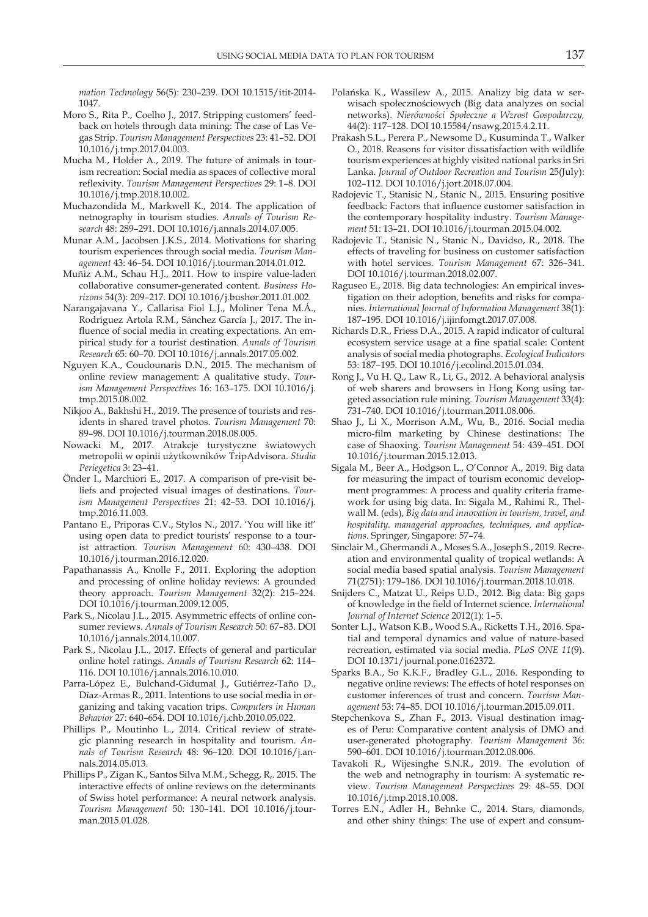*mation Technology* 56(5): 230–239. DOI 10.1515/itit-2014-1047.

Moro S., Rita P., Coelho J., 2017. Stripping customers' feedback on hotels through data mining: The case of Las Vegas Strip. *Tourism Management Perspectives* 23: 41–52. DOI 10.1016/j.tmp.2017.04.003.

Mucha M., Holder A., 2019. The future of animals in tourism recreation: Social media as spaces of collective moral reflexivity. *Tourism Management Perspectives* 29: 1–8. DOI 10.1016/j.tmp.2018.10.002.

Muchazondida M., Markwell K., 2014. The application of netnography in tourism studies. *Annals of Tourism Research* 48: 289–291. DOI 10.1016/j.annals.2014.07.005.

Munar A.M., Jacobsen J.K.S., 2014. Motivations for sharing tourism experiences through social media. *Tourism Management* 43: 46–54. DOI 10.1016/j.tourman.2014.01.012.

Muñiz A.M., Schau H.J., 2011. How to inspire value-laden collaborative consumer-generated content. *Business Horizons* 54(3): 209–217. DOI 10.1016/j.bushor.2011.01.002.

Narangajavana Y., Callarisa Fiol L.J., Moliner Tena M.Á., Rodríguez Artola R.M., Sánchez García J., 2017. The influence of social media in creating expectations. An empirical study for a tourist destination. *Annals of Tourism Research* 65: 60–70. DOI 10.1016/j.annals.2017.05.002.

Nguyen K.A., Coudounaris D.N., 2015. The mechanism of online review management: A qualitative study. *Tourism Management Perspectives* 16: 163–175. DOI 10.1016/j.tmp.2015.08.002.

Nikjoo A., Bakhshi H., 2019. The presence of tourists and residents in shared travel photos. *Tourism Management* 70: 89–98. DOI 10.1016/j.tourman.2018.08.005.

Nowacki M., 2017. Atrakcje turystyczne światowych metropolii w opinii użytkowników TripAdvisora. *Studia Periegetica* 3: 23–41.

Önder I., Marchiori E., 2017. A comparison of pre-visit beliefs and projected visual images of destinations. *Tourism Management Perspectives* 21: 42–53. DOI 10.1016/j.tmp.2016.11.003.

Pantano E., Priporas C.V., Stylos N., 2017. 'You will like it!' using open data to predict tourists' response to a tourist attraction. *Tourism Management* 60: 430–438. DOI 10.1016/j.tourman.2016.12.020.

Papathanassis A., Knolle F., 2011. Exploring the adoption and processing of online holiday reviews: A grounded theory approach. *Tourism Management* 32(2): 215–224. DOI 10.1016/j.tourman.2009.12.005.

Park S., Nicolau J.L., 2015. Asymmetric effects of online consumer reviews. *Annals of Tourism Research* 50: 67–83. DOI 10.1016/j.annals.2014.10.007.

Park S., Nicolau J.L., 2017. Effects of general and particular online hotel ratings. *Annals of Tourism Research* 62: 114–116. DOI 10.1016/j.annals.2016.10.010.

Parra-López E., Bulchand-Gidumal J., Gutiérrez-Taño D., Díaz-Armas R., 2011. Intentions to use social media in organizing and taking vacation trips. *Computers in Human Behavior* 27: 640–654. DOI 10.1016/j.chb.2010.05.022.

Phillips P., Moutinho L., 2014. Critical review of strategic planning research in hospitality and tourism. *Annals of Tourism Research* 48: 96–120. DOI 10.1016/j.annals.2014.05.013.

Phillips P., Zigan K., Santos Silva M.M., Schegg, R,. 2015. The interactive effects of online reviews on the determinants of Swiss hotel performance: A neural network analysis. *Tourism Management* 50: 130–141. DOI 10.1016/j.tourman.2015.01.028.

Polańska K., Wassilew A., 2015. Analizy big data w serwisach społecznościowych (Big data analyzes on social networks). *Nierówności Społeczne a Wzrost Gospodarczy,* 44(2): 117–128. DOI 10.15584/nsawg.2015.4.2.11.

Prakash S.L., Perera P., Newsome D., Kusuminda T., Walker O., 2018. Reasons for visitor dissatisfaction with wildlife tourism experiences at highly visited national parks in Sri Lanka. *Journal of Outdoor Recreation and Tourism* 25(July): 102–112. DOI 10.1016/j.jort.2018.07.004.

Radojevic T., Stanisic N., Stanic N., 2015. Ensuring positive feedback: Factors that influence customer satisfaction in the contemporary hospitality industry. *Tourism Management* 51: 13–21. DOI 10.1016/j.tourman.2015.04.002.

Radojevic T., Stanisic N., Stanic N., Davidso, R., 2018. The effects of traveling for business on customer satisfaction with hotel services. *Tourism Management* 67: 326–341. DOI 10.1016/j.tourman.2018.02.007.

Raguseo E., 2018. Big data technologies: An empirical investigation on their adoption, benefits and risks for companies. *International Journal of Information Management* 38(1): 187–195. DOI 10.1016/j.ijinfomgt.2017.07.008.

Richards D.R., Friess D.A., 2015. A rapid indicator of cultural ecosystem service usage at a fine spatial scale: Content analysis of social media photographs. *Ecological Indicators* 53: 187–195. DOI 10.1016/j.ecolind.2015.01.034.

Rong J., Vu H. Q., Law R., Li, G., 2012. A behavioral analysis of web sharers and browsers in Hong Kong using targeted association rule mining. *Tourism Management* 33(4): 731–740. DOI 10.1016/j.tourman.2011.08.006.

Shao J., Li X., Morrison A.M., Wu, B., 2016. Social media micro-film marketing by Chinese destinations: The case of Shaoxing. *Tourism Management* 54: 439–451. DOI 10.1016/j.tourman.2015.12.013.

Sigala M., Beer A., Hodgson L., O'Connor A., 2019. Big data for measuring the impact of tourism economic development programmes: A process and quality criteria framework for using big data. In: Sigala M., Rahimi R., Thelwall M. (eds), *Big data and innovation in tourism, travel, and hospitality. managerial approaches, techniques, and applications*. Springer, Singapore: 57–74.

Sinclair M., Ghermandi A., Moses S.A., Joseph S., 2019. Recreation and environmental quality of tropical wetlands: A social media based spatial analysis. *Tourism Management* 71(2751): 179–186. DOI 10.1016/j.tourman.2018.10.018.

Snijders C., Matzat U., Reips U.D., 2012. Big data: Big gaps of knowledge in the field of Internet science. *International Journal of Internet Science* 2012(1): 1–5.

Sonter L.J., Watson K.B., Wood S.A., Ricketts T.H., 2016. Spatial and temporal dynamics and value of nature-based recreation, estimated via social media. *PLoS ONE 11*(9). DOI 10.1371/journal.pone.0162372.

Sparks B.A., So K.K.F., Bradley G.L., 2016. Responding to negative online reviews: The effects of hotel responses on customer inferences of trust and concern. *Tourism Management* 53: 74–85. DOI 10.1016/j.tourman.2015.09.011.

Stepchenkova S., Zhan F., 2013. Visual destination images of Peru: Comparative content analysis of DMO and user-generated photography. *Tourism Management* 36: 590–601. DOI 10.1016/j.tourman.2012.08.006.

Tavakoli R., Wijesinghe S.N.R., 2019. The evolution of the web and netnography in tourism: A systematic review. *Tourism Management Perspectives* 29: 48–55. DOI 10.1016/j.tmp.2018.10.008.

Torres E.N., Adler H., Behnke C., 2014. Stars, diamonds, and other shiny things: The use of expert and consum-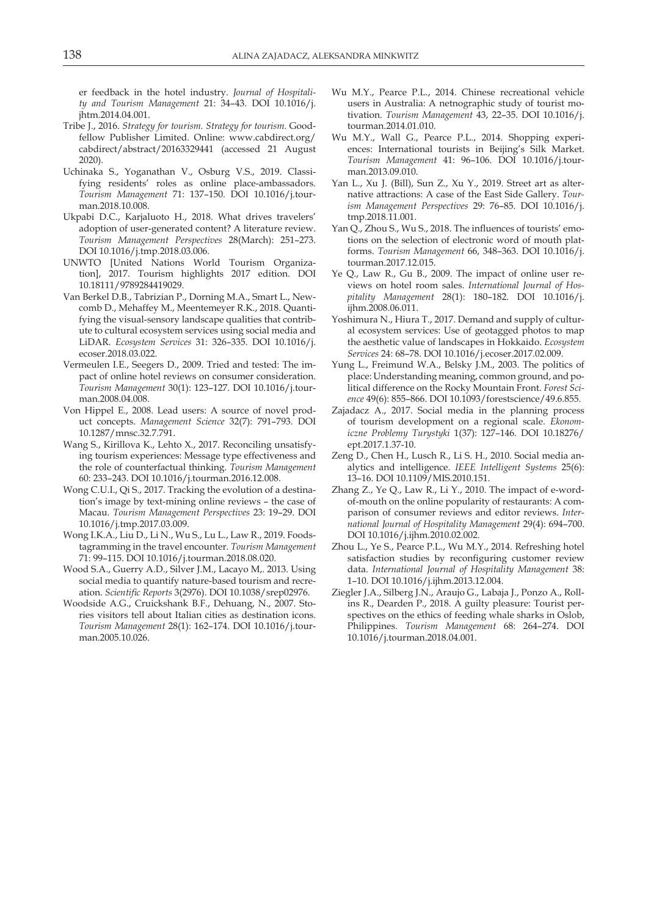er feedback in the hotel industry. *Journal of Hospitality and Tourism Management* 21: 34–43. DOI 10.1016/j.jhtm.2014.04.001.

Tribe J., 2016. *Strategy for tourism. Strategy for tourism.* Goodfellow Publisher Limited. Online: www.cabdirect.org/cabdirect/abstract/20163329441 (accessed 21 August 2020).

Uchinaka S., Yoganathan V., Osburg V.S., 2019. Classifying residents' roles as online place-ambassadors. *Tourism Management* 71: 137–150. DOI 10.1016/j.tourman.2018.10.008.

Ukpabi D.C., Karjaluoto H., 2018. What drives travelers' adoption of user-generated content? A literature review. *Tourism Management Perspectives* 28(March): 251–273. DOI 10.1016/j.tmp.2018.03.006.

UNWTO [United Nations World Tourism Organization], 2017. Tourism highlights 2017 edition. DOI 10.18111/9789284419029.

Van Berkel D.B., Tabrizian P., Dorning M.A., Smart L., Newcomb D., Mehaffey M., Meentemeyer R.K., 2018. Quantifying the visual-sensory landscape qualities that contribute to cultural ecosystem services using social media and LiDAR. *Ecosystem Services* 31: 326–335. DOI 10.1016/j.ecoser.2018.03.022.

Vermeulen I.E., Seegers D., 2009. Tried and tested: The impact of online hotel reviews on consumer consideration. *Tourism Management* 30(1): 123–127. DOI 10.1016/j.tourman.2008.04.008.

Von Hippel E., 2008. Lead users: A source of novel product concepts. *Management Science* 32(7): 791–793. DOI 10.1287/mnsc.32.7.791.

Wang S., Kirillova K., Lehto X., 2017. Reconciling unsatisfying tourism experiences: Message type effectiveness and the role of counterfactual thinking. *Tourism Management* 60: 233–243. DOI 10.1016/j.tourman.2016.12.008.

Wong C.U.I., Qi S., 2017. Tracking the evolution of a destination's image by text-mining online reviews – the case of Macau. *Tourism Management Perspectives* 23: 19–29. DOI 10.1016/j.tmp.2017.03.009.

Wong I.K.A., Liu D., Li N., Wu S., Lu L., Law R., 2019. Foodstagramming in the travel encounter. *Tourism Management* 71: 99–115. DOI 10.1016/j.tourman.2018.08.020.

Wood S.A., Guerry A.D., Silver J.M., Lacayo M,. 2013. Using social media to quantify nature-based tourism and recreation. *Scientific Reports* 3(2976). DOI 10.1038/srep02976.

Woodside A.G., Cruickshank B.F., Dehuang, N., 2007. Stories visitors tell about Italian cities as destination icons. *Tourism Management* 28(1): 162–174. DOI 10.1016/j.tourman.2005.10.026.

Wu M.Y., Pearce P.L., 2014. Chinese recreational vehicle users in Australia: A netnographic study of tourist motivation. *Tourism Management* 43, 22–35. DOI 10.1016/j.tourman.2014.01.010.

Wu M.Y., Wall G., Pearce P.L., 2014. Shopping experiences: International tourists in Beijing's Silk Market. *Tourism Management* 41: 96–106. DOI 10.1016/j.tourman.2013.09.010.

Yan L., Xu J. (Bill), Sun Z., Xu Y., 2019. Street art as alternative attractions: A case of the East Side Gallery. *Tourism Management Perspectives* 29: 76–85. DOI 10.1016/j.tmp.2018.11.001.

Yan Q., Zhou S., Wu S., 2018. The influences of tourists' emotions on the selection of electronic word of mouth platforms. *Tourism Management* 66, 348–363. DOI 10.1016/j.tourman.2017.12.015.

Ye Q., Law R., Gu B., 2009. The impact of online user reviews on hotel room sales. *International Journal of Hospitality Management* 28(1): 180–182. DOI 10.1016/j.ijhm.2008.06.011.

Yoshimura N., Hiura T., 2017. Demand and supply of cultural ecosystem services: Use of geotagged photos to map the aesthetic value of landscapes in Hokkaido. *Ecosystem Services* 24: 68–78. DOI 10.1016/j.ecoser.2017.02.009.

Yung L., Freimund W.A., Belsky J.M., 2003. The politics of place: Understanding meaning, common ground, and political difference on the Rocky Mountain Front. *Forest Science* 49(6): 855–866. DOI 10.1093/forestscience/49.6.855.

Zajadacz A., 2017. Social media in the planning process of tourism development on a regional scale. *Ekonomiczne Problemy Turystyki* 1(37): 127–146. DOI 10.18276/ept.2017.1.37-10.

Zeng D., Chen H., Lusch R., Li S. H., 2010. Social media analytics and intelligence. *IEEE Intelligent Systems* 25(6): 13–16. DOI 10.1109/MIS.2010.151.

Zhang Z., Ye Q., Law R., Li Y., 2010. The impact of e-word-of-mouth on the online popularity of restaurants: A comparison of consumer reviews and editor reviews. *International Journal of Hospitality Management* 29(4): 694–700. DOI 10.1016/j.ijhm.2010.02.002.

Zhou L., Ye S., Pearce P.L., Wu M.Y., 2014. Refreshing hotel satisfaction studies by reconfiguring customer review data. *International Journal of Hospitality Management* 38: 1–10. DOI 10.1016/j.ijhm.2013.12.004.

Ziegler J.A., Silberg J.N., Araujo G., Labaja J., Ponzo A., Rollins R., Dearden P., 2018. A guilty pleasure: Tourist perspectives on the ethics of feeding whale sharks in Oslob, Philippines. *Tourism Management* 68: 264–274. DOI 10.1016/j.tourman.2018.04.001.